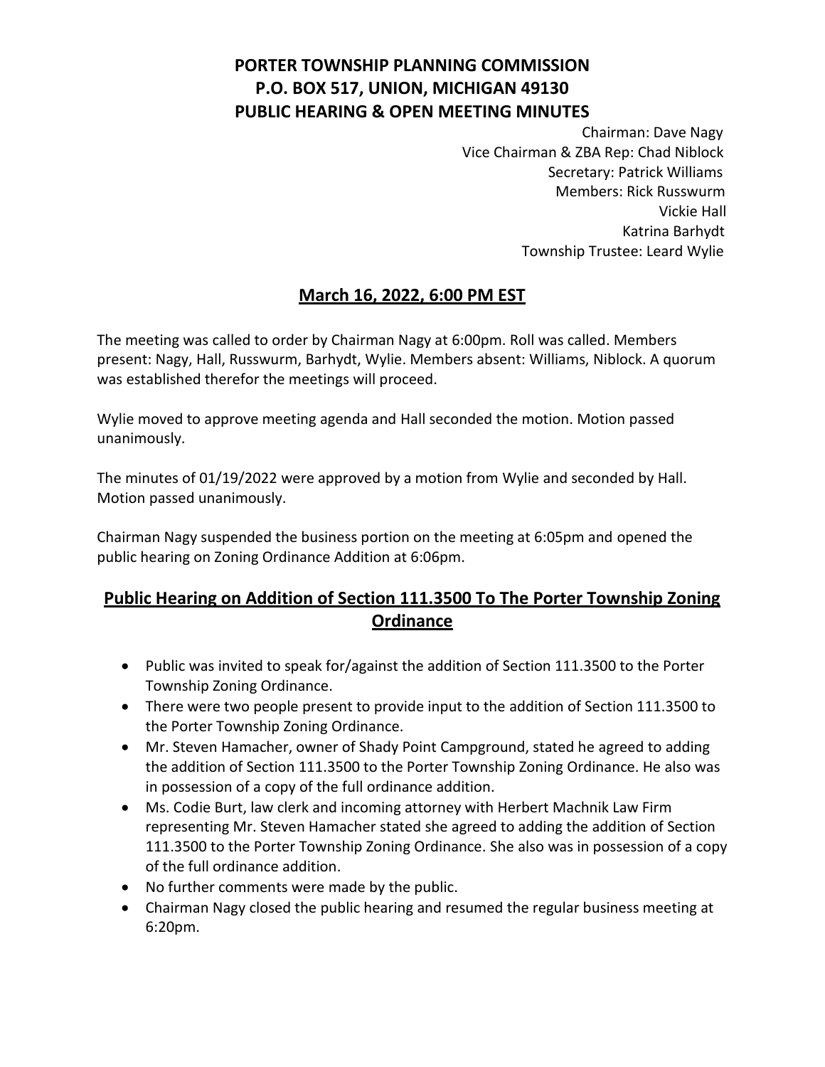# PORTER TOWNSHIP PLANNING COMMISSION
# P.O. BOX 517, UNION, MICHIGAN 49130
# PUBLIC HEARING & OPEN MEETING MINUTES

Chairman: Dave Nagy
Vice Chairman & ZBA Rep: Chad Niblock
Secretary: Patrick Williams
Members: Rick Russwurm
Vickie Hall
Katrina Barhydt
Township Trustee: Leard Wylie

## March 16, 2022, 6:00 PM EST

The meeting was called to order by Chairman Nagy at 6:00pm. Roll was called. Members present: Nagy, Hall, Russwurm, Barhydt, Wylie. Members absent: Williams, Niblock. A quorum was established therefor the meetings will proceed.

Wylie moved to approve meeting agenda and Hall seconded the motion. Motion passed unanimously.

The minutes of 01/19/2022 were approved by a motion from Wylie and seconded by Hall. Motion passed unanimously.

Chairman Nagy suspended the business portion on the meeting at 6:05pm and opened the public hearing on Zoning Ordinance Addition at 6:06pm.

## Public Hearing on Addition of Section 111.3500 To The Porter Township Zoning Ordinance

- Public was invited to speak for/against the addition of Section 111.3500 to the Porter Township Zoning Ordinance.
- There were two people present to provide input to the addition of Section 111.3500 to the Porter Township Zoning Ordinance.
- Mr. Steven Hamacher, owner of Shady Point Campground, stated he agreed to adding the addition of Section 111.3500 to the Porter Township Zoning Ordinance. He also was in possession of a copy of the full ordinance addition.
- Ms. Codie Burt, law clerk and incoming attorney with Herbert Machnik Law Firm representing Mr. Steven Hamacher stated she agreed to adding the addition of Section 111.3500 to the Porter Township Zoning Ordinance. She also was in possession of a copy of the full ordinance addition.
- No further comments were made by the public.
- Chairman Nagy closed the public hearing and resumed the regular business meeting at 6:20pm.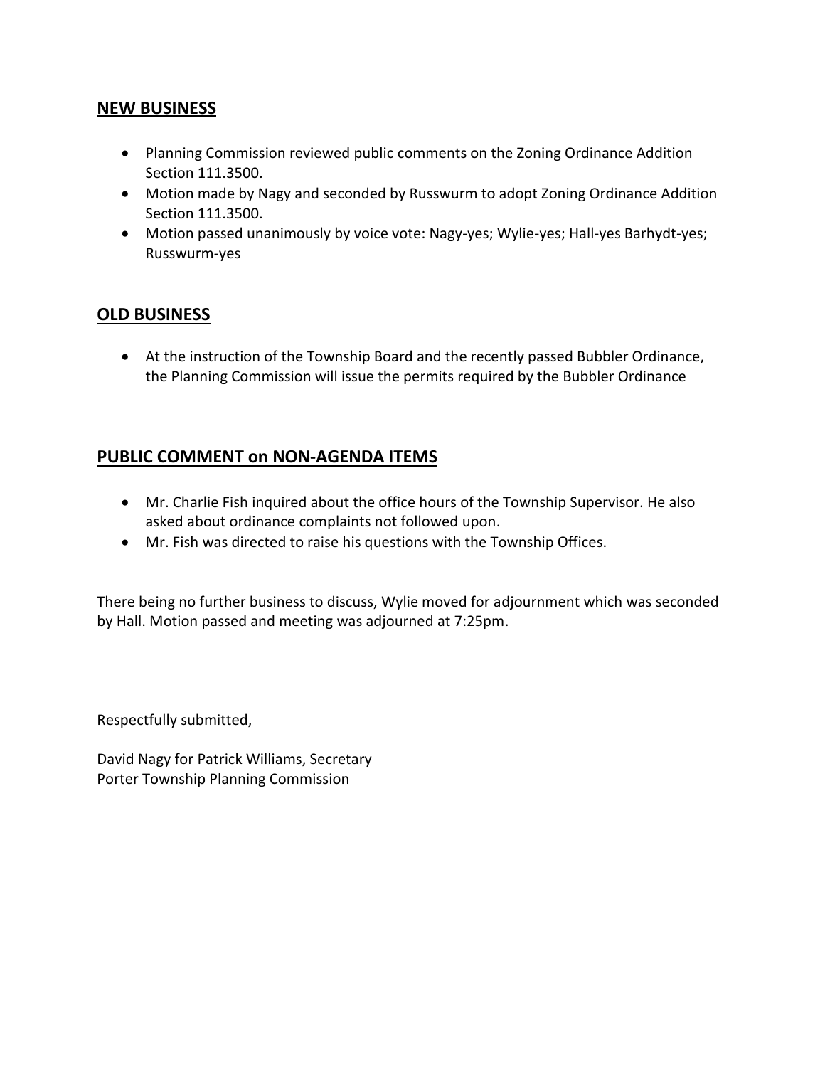## NEW BUSINESS

- Planning Commission reviewed public comments on the Zoning Ordinance Addition Section 111.3500.
- Motion made by Nagy and seconded by Russwurm to adopt Zoning Ordinance Addition Section 111.3500.
- Motion passed unanimously by voice vote: Nagy-yes; Wylie-yes; Hall-yes Barhydt-yes; Russwurm-yes

## OLD BUSINESS

- At the instruction of the Township Board and the recently passed Bubbler Ordinance, the Planning Commission will issue the permits required by the Bubbler Ordinance

## PUBLIC COMMENT on NON-AGENDA ITEMS

- Mr. Charlie Fish inquired about the office hours of the Township Supervisor. He also asked about ordinance complaints not followed upon.
- Mr. Fish was directed to raise his questions with the Township Offices.

There being no further business to discuss, Wylie moved for adjournment which was seconded by Hall. Motion passed and meeting was adjourned at 7:25pm.

Respectfully submitted,

David Nagy for Patrick Williams, Secretary
Porter Township Planning Commission